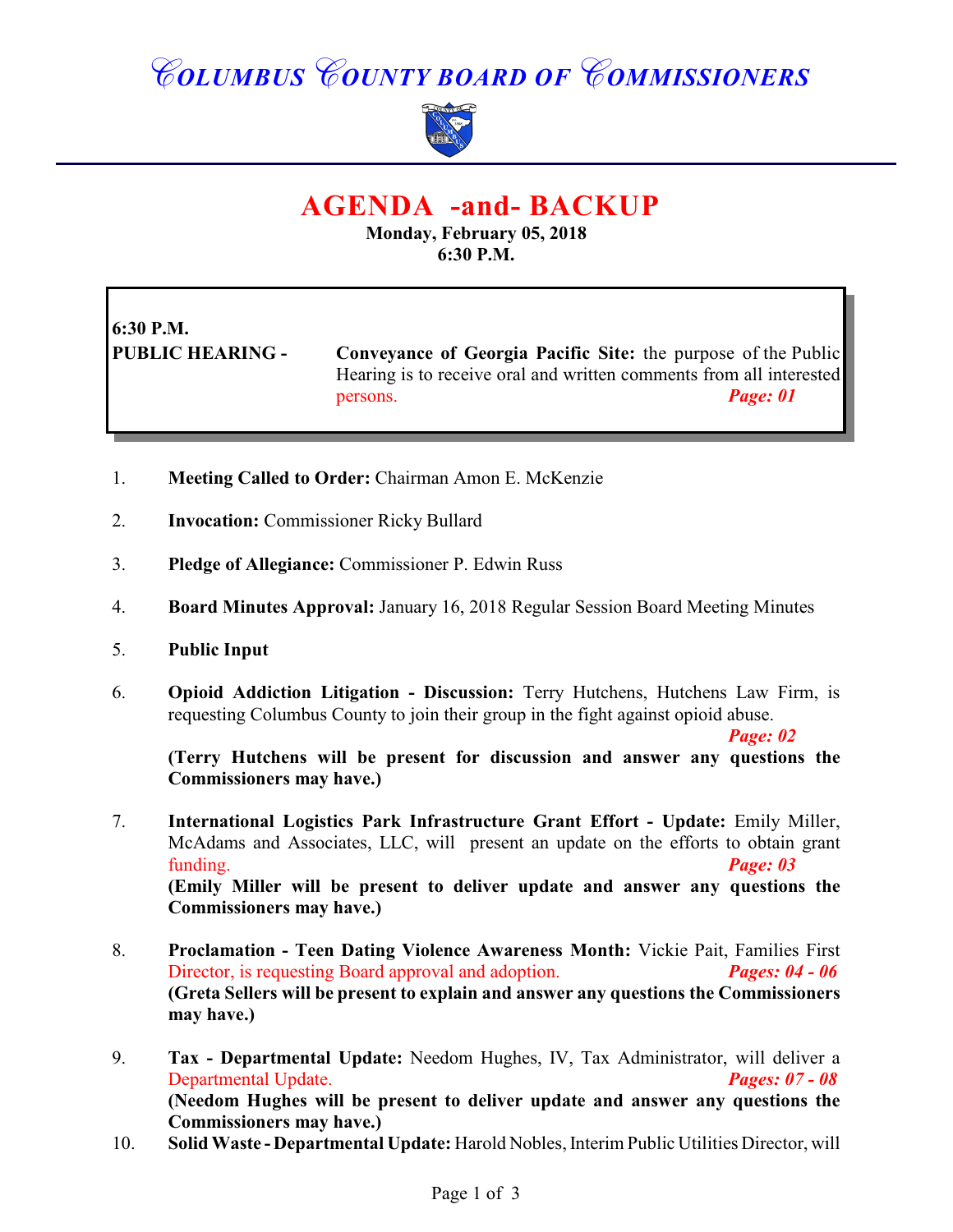# COLUMBUS COUNTY BOARD OF COMMISSIONERS

## AGENDA -and- BACKUP

**Monday, February 05, 2018**
**6:30 P.M.**

**6:30 P.M.**
**PUBLIC HEARING -** **Conveyance of Georgia Pacific Site:** the purpose of the Public Hearing is to receive oral and written comments from all interested persons. ***Page: 01***

1. **Meeting Called to Order:** Chairman Amon E. McKenzie

2. **Invocation:** Commissioner Ricky Bullard

3. **Pledge of Allegiance:** Commissioner P. Edwin Russ

4. **Board Minutes Approval:** January 16, 2018 Regular Session Board Meeting Minutes

5. **Public Input**

6. **Opioid Addiction Litigation - Discussion:** Terry Hutchens, Hutchens Law Firm, is requesting Columbus County to join their group in the fight against opioid abuse. ***Page: 02***
   **(Terry Hutchens will be present for discussion and answer any questions the Commissioners may have.)**

7. **International Logistics Park Infrastructure Grant Effort - Update:** Emily Miller, McAdams and Associates, LLC, will present an update on the efforts to obtain grant funding. ***Page: 03***
   **(Emily Miller will be present to deliver update and answer any questions the Commissioners may have.)**

8. **Proclamation - Teen Dating Violence Awareness Month:** Vickie Pait, Families First Director, is requesting Board approval and adoption. ***Pages: 04 - 06***
   **(Greta Sellers will be present to explain and answer any questions the Commissioners may have.)**

9. **Tax - Departmental Update:** Needom Hughes, IV, Tax Administrator, will deliver a Departmental Update. ***Pages: 07 - 08***
   **(Needom Hughes will be present to deliver update and answer any questions the Commissioners may have.)**

10. **Solid Waste - Departmental Update:** Harold Nobles, Interim Public Utilities Director, will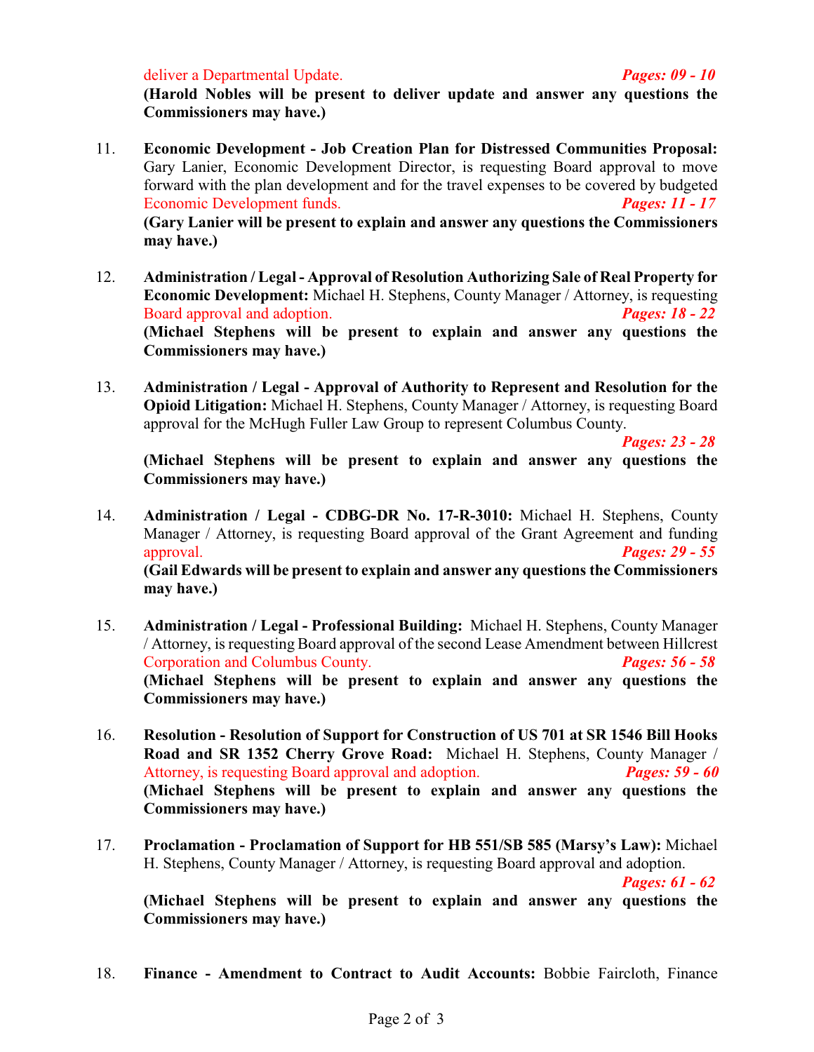deliver a Departmental Update. ***Pages: 09 - 10***
**(Harold Nobles will be present to deliver update and answer any questions the Commissioners may have.)**

11. **Economic Development - Job Creation Plan for Distressed Communities Proposal:** Gary Lanier, Economic Development Director, is requesting Board approval to move forward with the plan development and for the travel expenses to be covered by budgeted Economic Development funds. ***Pages: 11 - 17***
**(Gary Lanier will be present to explain and answer any questions the Commissioners may have.)**

12. **Administration / Legal - Approval of Resolution Authorizing Sale of Real Property for Economic Development:** Michael H. Stephens, County Manager / Attorney, is requesting Board approval and adoption. ***Pages: 18 - 22***
**(Michael Stephens will be present to explain and answer any questions the Commissioners may have.)**

13. **Administration / Legal - Approval of Authority to Represent and Resolution for the Opioid Litigation:** Michael H. Stephens, County Manager / Attorney, is requesting Board approval for the McHugh Fuller Law Group to represent Columbus County. ***Pages: 23 - 28***
**(Michael Stephens will be present to explain and answer any questions the Commissioners may have.)**

14. **Administration / Legal - CDBG-DR No. 17-R-3010:** Michael H. Stephens, County Manager / Attorney, is requesting Board approval of the Grant Agreement and funding approval. ***Pages: 29 - 55***
**(Gail Edwards will be present to explain and answer any questions the Commissioners may have.)**

15. **Administration / Legal - Professional Building:** Michael H. Stephens, County Manager / Attorney, is requesting Board approval of the second Lease Amendment between Hillcrest Corporation and Columbus County. ***Pages: 56 - 58***
**(Michael Stephens will be present to explain and answer any questions the Commissioners may have.)**

16. **Resolution - Resolution of Support for Construction of US 701 at SR 1546 Bill Hooks Road and SR 1352 Cherry Grove Road:** Michael H. Stephens, County Manager / Attorney, is requesting Board approval and adoption. ***Pages: 59 - 60***
**(Michael Stephens will be present to explain and answer any questions the Commissioners may have.)**

17. **Proclamation - Proclamation of Support for HB 551/SB 585 (Marsy's Law):** Michael H. Stephens, County Manager / Attorney, is requesting Board approval and adoption. ***Pages: 61 - 62***
**(Michael Stephens will be present to explain and answer any questions the Commissioners may have.)**

18. **Finance - Amendment to Contract to Audit Accounts:** Bobbie Faircloth, Finance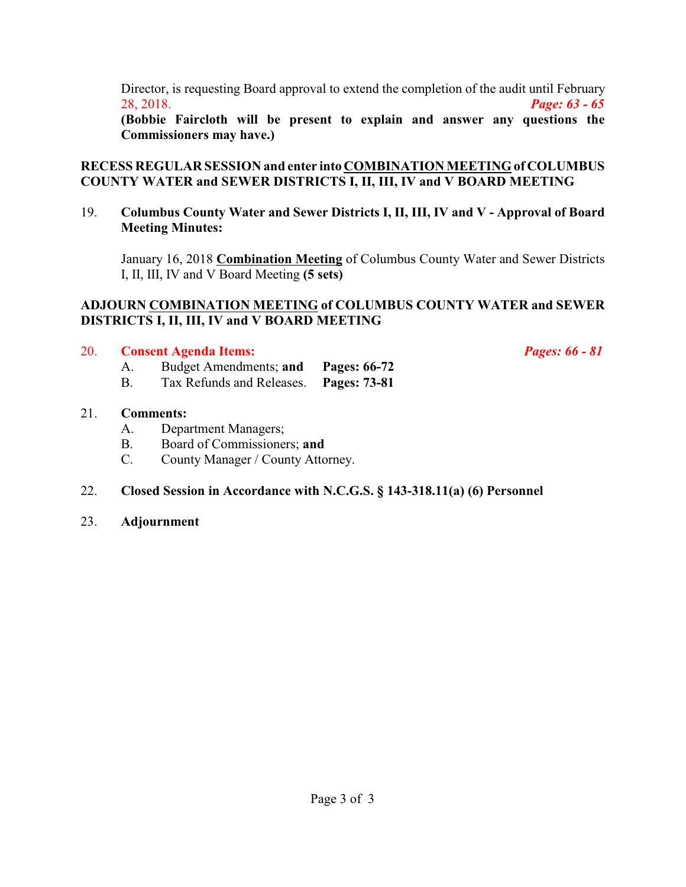Director, is requesting Board approval to extend the completion of the audit until February 28, 2018. *Page: 63 - 65*

**(Bobbie Faircloth will be present to explain and answer any questions the Commissioners may have.)**

**RECESS REGULAR SESSION and enter into COMBINATION MEETING of COLUMBUS COUNTY WATER and SEWER DISTRICTS I, II, III, IV and V BOARD MEETING**

19. **Columbus County Water and Sewer Districts I, II, III, IV and V - Approval of Board Meeting Minutes:**

    January 16, 2018 **Combination Meeting** of Columbus County Water and Sewer Districts I, II, III, IV and V Board Meeting **(5 sets)**

**ADJOURN COMBINATION MEETING of COLUMBUS COUNTY WATER and SEWER DISTRICTS I, II, III, IV and V BOARD MEETING**

20. **Consent Agenda Items:** *Pages: 66 - 81*
    - A. Budget Amendments; **and** **Pages: 66-72**
    - B. Tax Refunds and Releases. **Pages: 73-81**

21. **Comments:**
    - A. Department Managers;
    - B. Board of Commissioners; **and**
    - C. County Manager / County Attorney.

22. **Closed Session in Accordance with N.C.G.S. § 143-318.11(a) (6) Personnel**

23. **Adjournment**